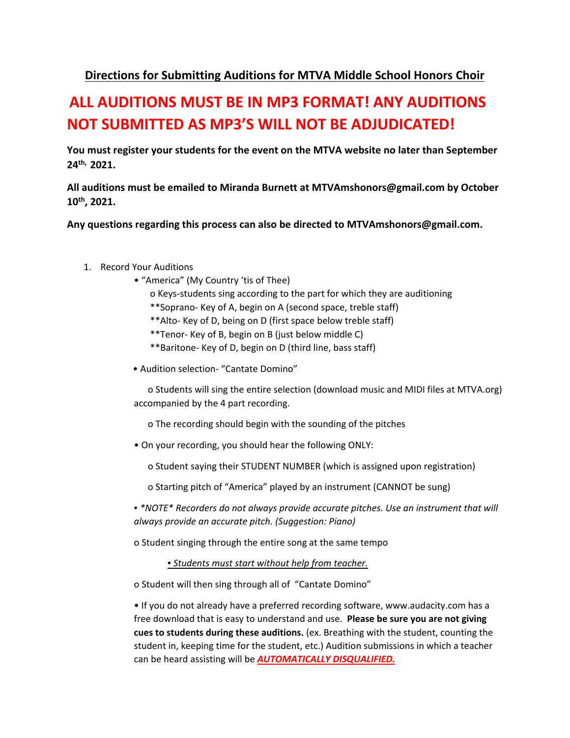## Directions for Submitting Auditions for MTVA Middle School Honors Choir

# ALL AUDITIONS MUST BE IN MP3 FORMAT! ANY AUDITIONS NOT SUBMITTED AS MP3'S WILL NOT BE ADJUDICATED!

**You must register your students for the event on the MTVA website no later than September 24th, 2021.**

**All auditions must be emailed to Miranda Burnett at MTVAmshonors@gmail.com by October 10th, 2021.**

**Any questions regarding this process can also be directed to MTVAmshonors@gmail.com.**

1. Record Your Auditions
   - "America" (My Country 'tis of Thee)
     - o Keys-students sing according to the part for which they are auditioning
     - **Soprano- Key of A, begin on A (second space, treble staff)
     - **Alto- Key of D, being on D (first space below treble staff)
     - **Tenor- Key of B, begin on B (just below middle C)
     - **Baritone- Key of D, begin on D (third line, bass staff)
   - Audition selection- "Cantate Domino"
     - o Students will sing the entire selection (download music and MIDI files at MTVA.org) accompanied by the 4 part recording.
     - o The recording should begin with the sounding of the pitches
   - On your recording, you should hear the following ONLY:
     - o Student saying their STUDENT NUMBER (which is assigned upon registration)
     - o Starting pitch of "America" played by an instrument (CANNOT be sung)
       - ▪ *\*NOTE\* Recorders do not always provide accurate pitches. Use an instrument that will always provide an accurate pitch. (Suggestion: Piano)*
     - o Student singing through the entire song at the same tempo
       - ▪ *Students must start without help from teacher.*
     - o Student will then sing through all of "Cantate Domino"
   - If you do not already have a preferred recording software, www.audacity.com has a free download that is easy to understand and use. **Please be sure you are not giving cues to students during these auditions.** (ex. Breathing with the student, counting the student in, keeping time for the student, etc.) Audition submissions in which a teacher can be heard assisting will be ***AUTOMATICALLY DISQUALIFIED.***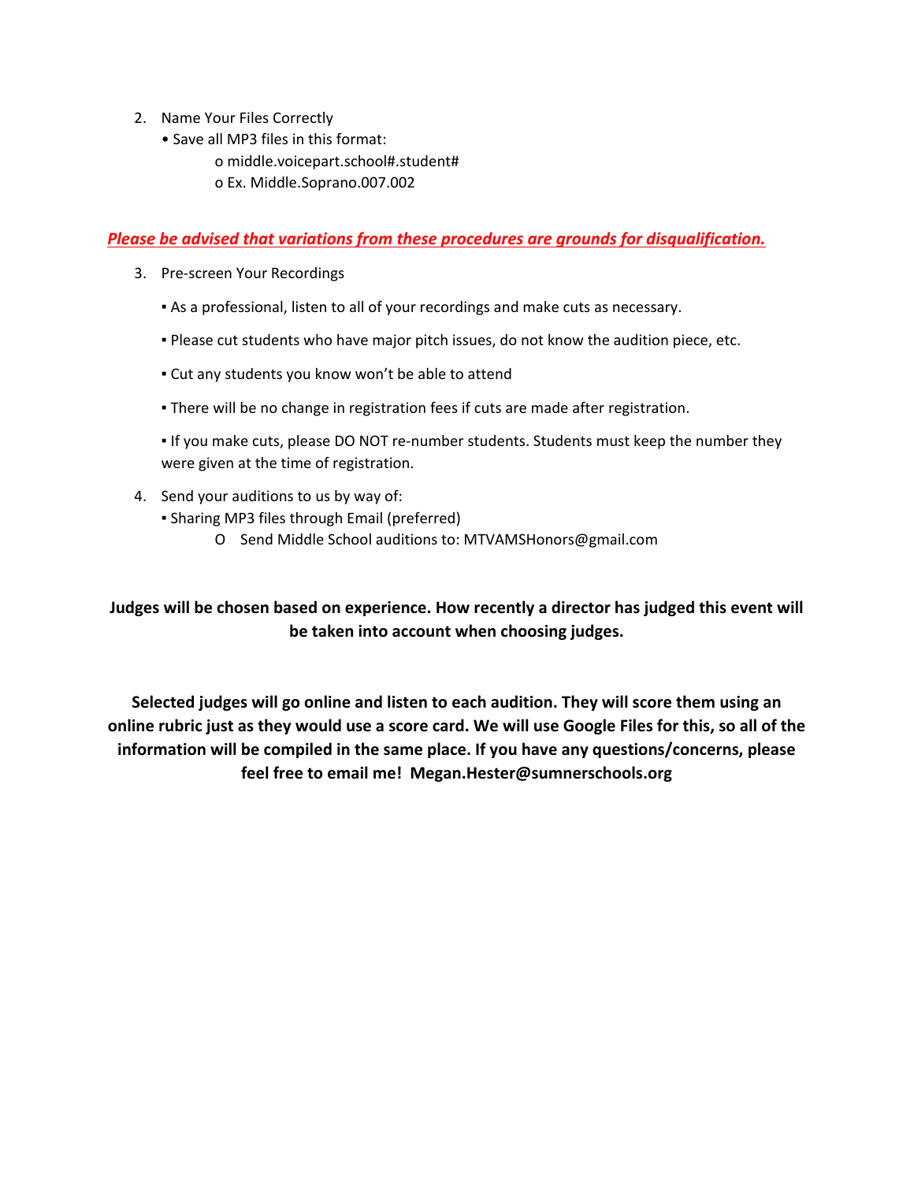2. Name Your Files Correctly
   - Save all MP3 files in this format:
     - middle.voicepart.school#.student#
     - Ex. Middle.Soprano.007.002

***Please be advised that variations from these procedures are grounds for disqualification.***

3. Pre-screen Your Recordings
   - As a professional, listen to all of your recordings and make cuts as necessary.
   - Please cut students who have major pitch issues, do not know the audition piece, etc.
   - Cut any students you know won't be able to attend
   - There will be no change in registration fees if cuts are made after registration.
   - If you make cuts, please DO NOT re-number students. Students must keep the number they were given at the time of registration.

4. Send your auditions to us by way of:
   - Sharing MP3 files through Email (preferred)
     - Send Middle School auditions to: MTVAMSHonors@gmail.com

**Judges will be chosen based on experience. How recently a director has judged this event will be taken into account when choosing judges.**

**Selected judges will go online and listen to each audition. They will score them using an online rubric just as they would use a score card. We will use Google Files for this, so all of the information will be compiled in the same place. If you have any questions/concerns, please feel free to email me! Megan.Hester@sumnerschools.org**